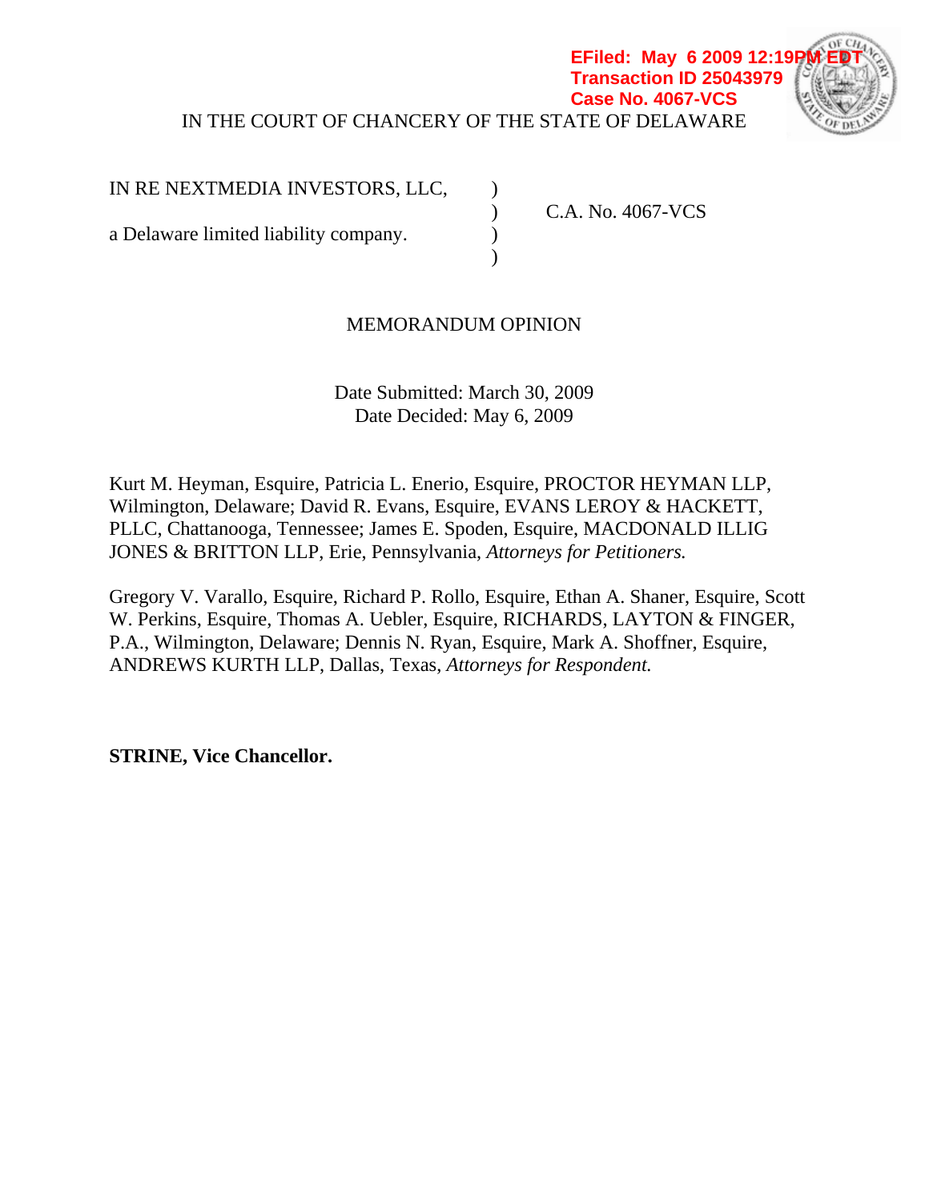EFiled: May 6 2009 12:19PM EDT
Transaction ID 25043979
Case No. 4067-VCS

IN THE COURT OF CHANCERY OF THE STATE OF DELAWARE

| | | |
|---|---|---|
| IN RE NEXTMEDIA INVESTORS, LLC, | ) | |
| | ) | C.A. No. 4067-VCS |
| a Delaware limited liability company. | ) | |
| | ) | |

MEMORANDUM OPINION

Date Submitted: March 30, 2009
Date Decided: May 6, 2009

Kurt M. Heyman, Esquire, Patricia L. Enerio, Esquire, PROCTOR HEYMAN LLP, Wilmington, Delaware; David R. Evans, Esquire, EVANS LEROY & HACKETT, PLLC, Chattanooga, Tennessee; James E. Spoden, Esquire, MACDONALD ILLIG JONES & BRITTON LLP, Erie, Pennsylvania, *Attorneys for Petitioners.*

Gregory V. Varallo, Esquire, Richard P. Rollo, Esquire, Ethan A. Shaner, Esquire, Scott W. Perkins, Esquire, Thomas A. Uebler, Esquire, RICHARDS, LAYTON & FINGER, P.A., Wilmington, Delaware; Dennis N. Ryan, Esquire, Mark A. Shoffner, Esquire, ANDREWS KURTH LLP, Dallas, Texas, *Attorneys for Respondent.*

**STRINE, Vice Chancellor.**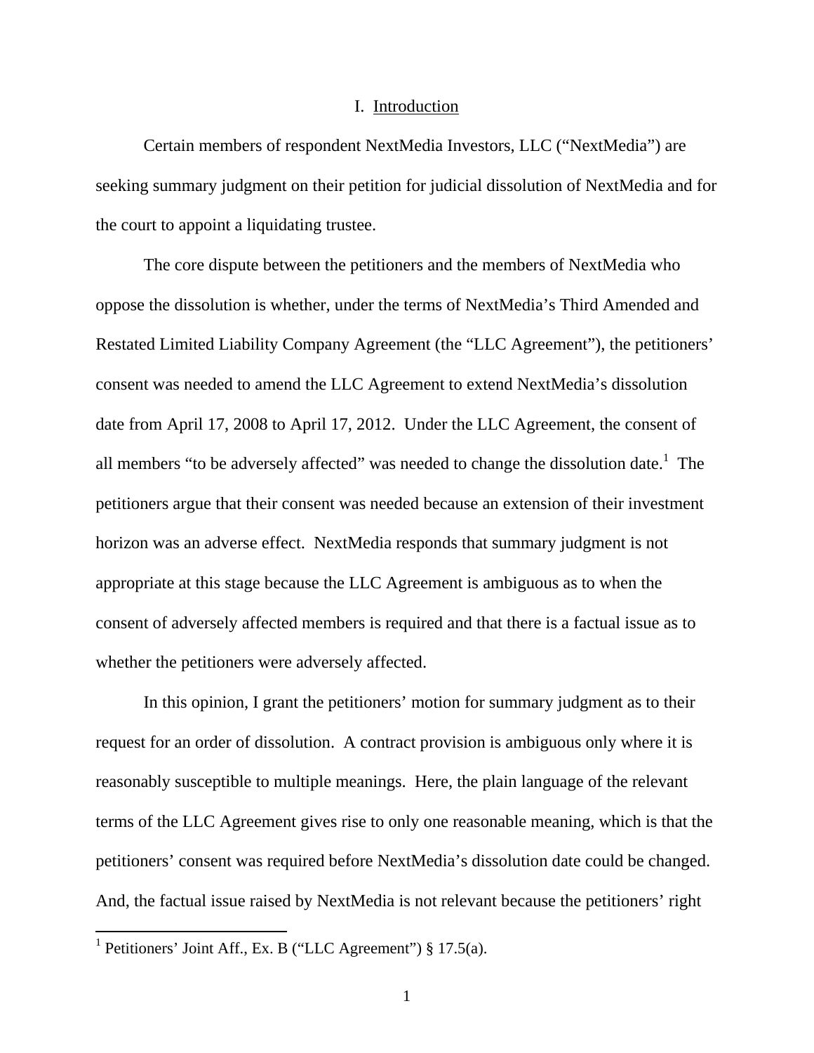# I. Introduction

Certain members of respondent NextMedia Investors, LLC ("NextMedia") are seeking summary judgment on their petition for judicial dissolution of NextMedia and for the court to appoint a liquidating trustee.

The core dispute between the petitioners and the members of NextMedia who oppose the dissolution is whether, under the terms of NextMedia's Third Amended and Restated Limited Liability Company Agreement (the "LLC Agreement"), the petitioners' consent was needed to amend the LLC Agreement to extend NextMedia's dissolution date from April 17, 2008 to April 17, 2012. Under the LLC Agreement, the consent of all members "to be adversely affected" was needed to change the dissolution date.[1] The petitioners argue that their consent was needed because an extension of their investment horizon was an adverse effect. NextMedia responds that summary judgment is not appropriate at this stage because the LLC Agreement is ambiguous as to when the consent of adversely affected members is required and that there is a factual issue as to whether the petitioners were adversely affected.

In this opinion, I grant the petitioners' motion for summary judgment as to their request for an order of dissolution. A contract provision is ambiguous only where it is reasonably susceptible to multiple meanings. Here, the plain language of the relevant terms of the LLC Agreement gives rise to only one reasonable meaning, which is that the petitioners' consent was required before NextMedia's dissolution date could be changed. And, the factual issue raised by NextMedia is not relevant because the petitioners' right

[1] Petitioners' Joint Aff., Ex. B ("LLC Agreement") § 17.5(a).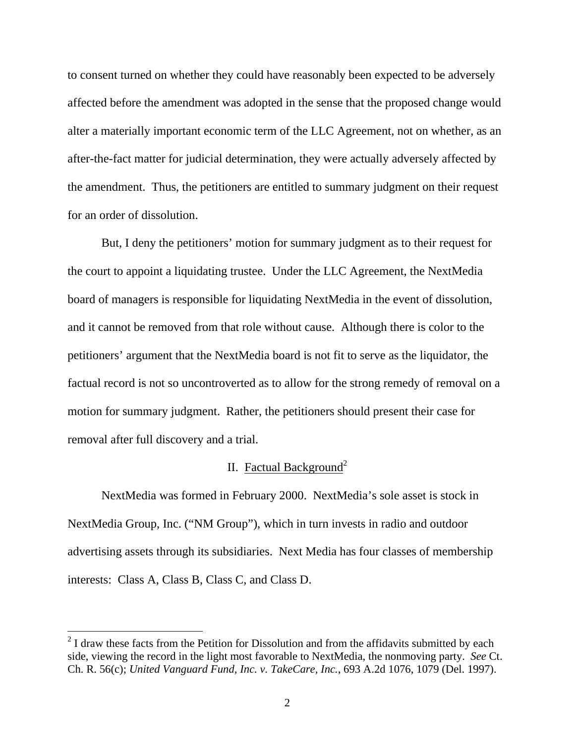to consent turned on whether they could have reasonably been expected to be adversely affected before the amendment was adopted in the sense that the proposed change would alter a materially important economic term of the LLC Agreement, not on whether, as an after-the-fact matter for judicial determination, they were actually adversely affected by the amendment. Thus, the petitioners are entitled to summary judgment on their request for an order of dissolution.

But, I deny the petitioners' motion for summary judgment as to their request for the court to appoint a liquidating trustee. Under the LLC Agreement, the NextMedia board of managers is responsible for liquidating NextMedia in the event of dissolution, and it cannot be removed from that role without cause. Although there is color to the petitioners' argument that the NextMedia board is not fit to serve as the liquidator, the factual record is not so uncontroverted as to allow for the strong remedy of removal on a motion for summary judgment. Rather, the petitioners should present their case for removal after full discovery and a trial.

## II. Factual Background[2]

NextMedia was formed in February 2000. NextMedia's sole asset is stock in NextMedia Group, Inc. ("NM Group"), which in turn invests in radio and outdoor advertising assets through its subsidiaries. Next Media has four classes of membership interests: Class A, Class B, Class C, and Class D.

---

[2] I draw these facts from the Petition for Dissolution and from the affidavits submitted by each side, viewing the record in the light most favorable to NextMedia, the nonmoving party. *See* Ct. Ch. R. 56(c); *United Vanguard Fund, Inc. v. TakeCare, Inc.*, 693 A.2d 1076, 1079 (Del. 1997).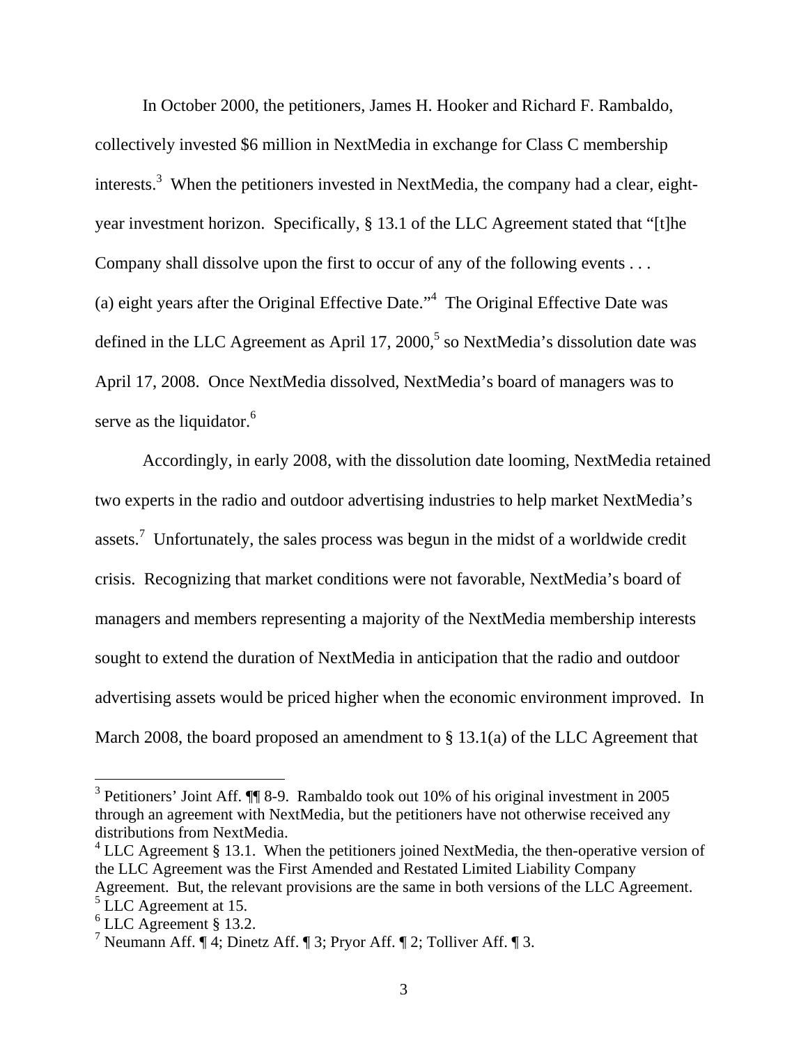In October 2000, the petitioners, James H. Hooker and Richard F. Rambaldo, collectively invested $6 million in NextMedia in exchange for Class C membership interests.[3] When the petitioners invested in NextMedia, the company had a clear, eight-year investment horizon. Specifically, § 13.1 of the LLC Agreement stated that "[t]he Company shall dissolve upon the first to occur of any of the following events . . . (a) eight years after the Original Effective Date."[4] The Original Effective Date was defined in the LLC Agreement as April 17, 2000,[5] so NextMedia's dissolution date was April 17, 2008. Once NextMedia dissolved, NextMedia's board of managers was to serve as the liquidator.[6]

Accordingly, in early 2008, with the dissolution date looming, NextMedia retained two experts in the radio and outdoor advertising industries to help market NextMedia's assets.[7] Unfortunately, the sales process was begun in the midst of a worldwide credit crisis. Recognizing that market conditions were not favorable, NextMedia's board of managers and members representing a majority of the NextMedia membership interests sought to extend the duration of NextMedia in anticipation that the radio and outdoor advertising assets would be priced higher when the economic environment improved. In March 2008, the board proposed an amendment to § 13.1(a) of the LLC Agreement that

---

[3] Petitioners' Joint Aff. ¶¶ 8-9. Rambaldo took out 10% of his original investment in 2005 through an agreement with NextMedia, but the petitioners have not otherwise received any distributions from NextMedia.

[4] LLC Agreement § 13.1. When the petitioners joined NextMedia, the then-operative version of the LLC Agreement was the First Amended and Restated Limited Liability Company Agreement. But, the relevant provisions are the same in both versions of the LLC Agreement.

[5] LLC Agreement at 15.

[6] LLC Agreement § 13.2.

[7] Neumann Aff. ¶ 4; Dinetz Aff. ¶ 3; Pryor Aff. ¶ 2; Tolliver Aff. ¶ 3.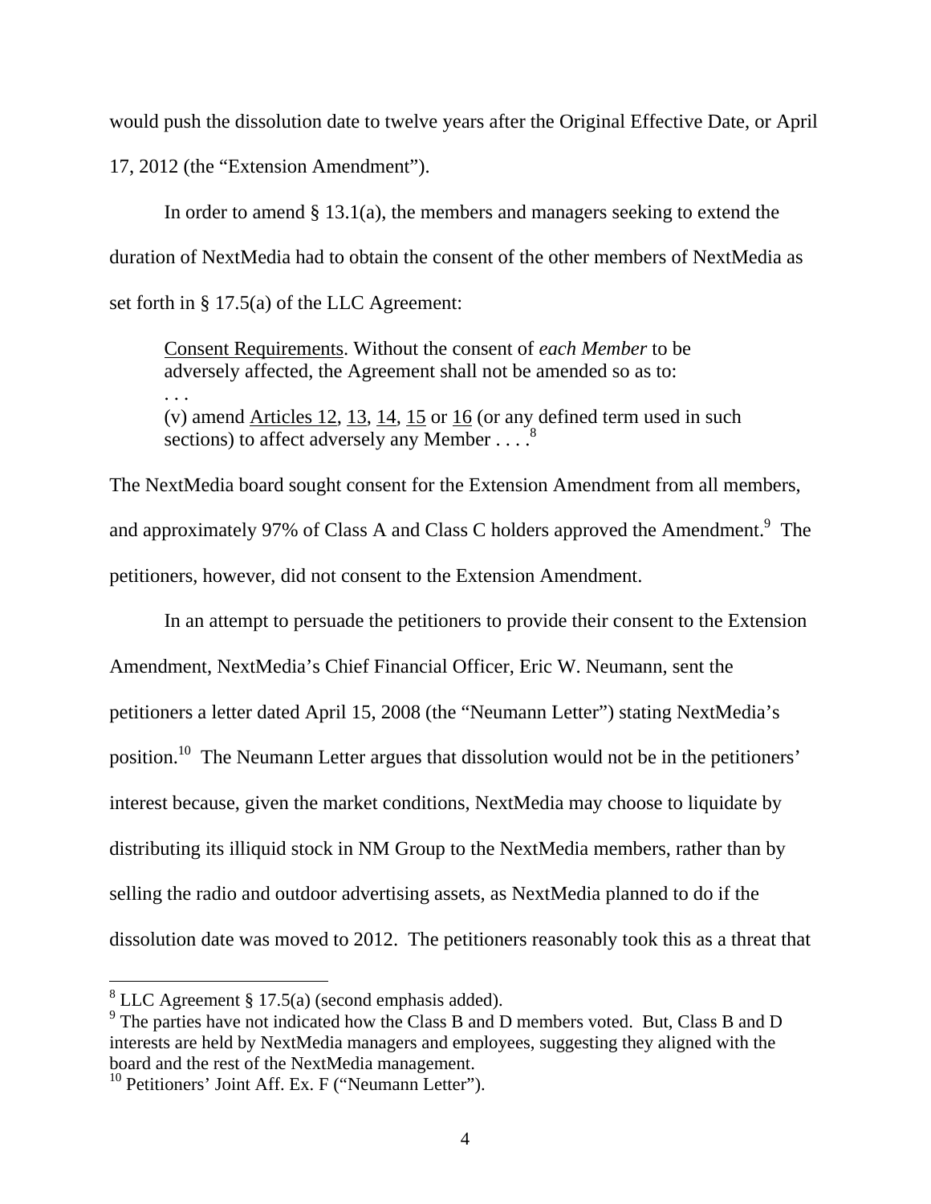would push the dissolution date to twelve years after the Original Effective Date, or April 17, 2012 (the "Extension Amendment").

In order to amend § 13.1(a), the members and managers seeking to extend the duration of NextMedia had to obtain the consent of the other members of NextMedia as set forth in § 17.5(a) of the LLC Agreement:

> Consent Requirements. Without the consent of *each Member* to be adversely affected, the Agreement shall not be amended so as to:
> . . .
> (v) amend Articles 12, 13, 14, 15 or 16 (or any defined term used in such sections) to affect adversely any Member . . . .[8]

The NextMedia board sought consent for the Extension Amendment from all members, and approximately 97% of Class A and Class C holders approved the Amendment.[9] The petitioners, however, did not consent to the Extension Amendment.

In an attempt to persuade the petitioners to provide their consent to the Extension Amendment, NextMedia's Chief Financial Officer, Eric W. Neumann, sent the petitioners a letter dated April 15, 2008 (the "Neumann Letter") stating NextMedia's position.[10] The Neumann Letter argues that dissolution would not be in the petitioners' interest because, given the market conditions, NextMedia may choose to liquidate by distributing its illiquid stock in NM Group to the NextMedia members, rather than by selling the radio and outdoor advertising assets, as NextMedia planned to do if the dissolution date was moved to 2012. The petitioners reasonably took this as a threat that

---

[8] LLC Agreement § 17.5(a) (second emphasis added).

[9] The parties have not indicated how the Class B and D members voted. But, Class B and D interests are held by NextMedia managers and employees, suggesting they aligned with the board and the rest of the NextMedia management.

[10] Petitioners' Joint Aff. Ex. F ("Neumann Letter").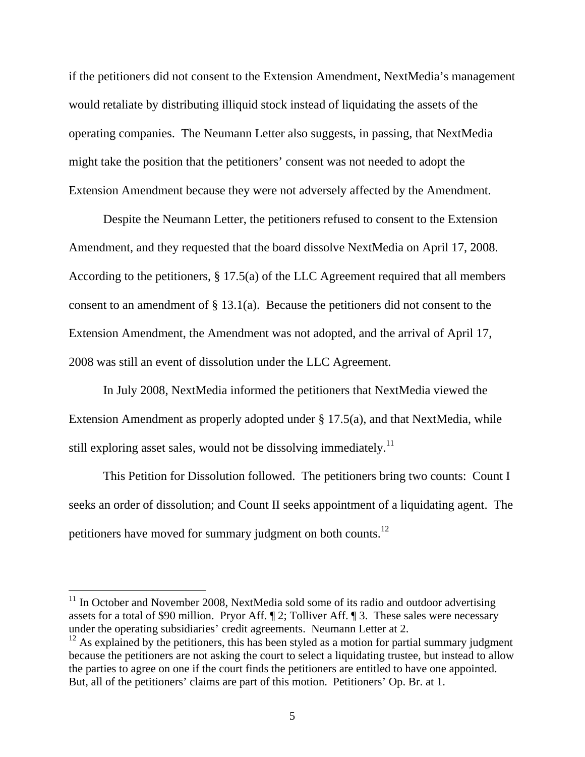if the petitioners did not consent to the Extension Amendment, NextMedia's management would retaliate by distributing illiquid stock instead of liquidating the assets of the operating companies. The Neumann Letter also suggests, in passing, that NextMedia might take the position that the petitioners' consent was not needed to adopt the Extension Amendment because they were not adversely affected by the Amendment.

Despite the Neumann Letter, the petitioners refused to consent to the Extension Amendment, and they requested that the board dissolve NextMedia on April 17, 2008. According to the petitioners, § 17.5(a) of the LLC Agreement required that all members consent to an amendment of § 13.1(a). Because the petitioners did not consent to the Extension Amendment, the Amendment was not adopted, and the arrival of April 17, 2008 was still an event of dissolution under the LLC Agreement.

In July 2008, NextMedia informed the petitioners that NextMedia viewed the Extension Amendment as properly adopted under § 17.5(a), and that NextMedia, while still exploring asset sales, would not be dissolving immediately.[11]

This Petition for Dissolution followed. The petitioners bring two counts: Count I seeks an order of dissolution; and Count II seeks appointment of a liquidating agent. The petitioners have moved for summary judgment on both counts.[12]

---

[11] In October and November 2008, NextMedia sold some of its radio and outdoor advertising assets for a total of $90 million. Pryor Aff. ¶ 2; Tolliver Aff. ¶ 3. These sales were necessary under the operating subsidiaries' credit agreements. Neumann Letter at 2.

[12] As explained by the petitioners, this has been styled as a motion for partial summary judgment because the petitioners are not asking the court to select a liquidating trustee, but instead to allow the parties to agree on one if the court finds the petitioners are entitled to have one appointed. But, all of the petitioners' claims are part of this motion. Petitioners' Op. Br. at 1.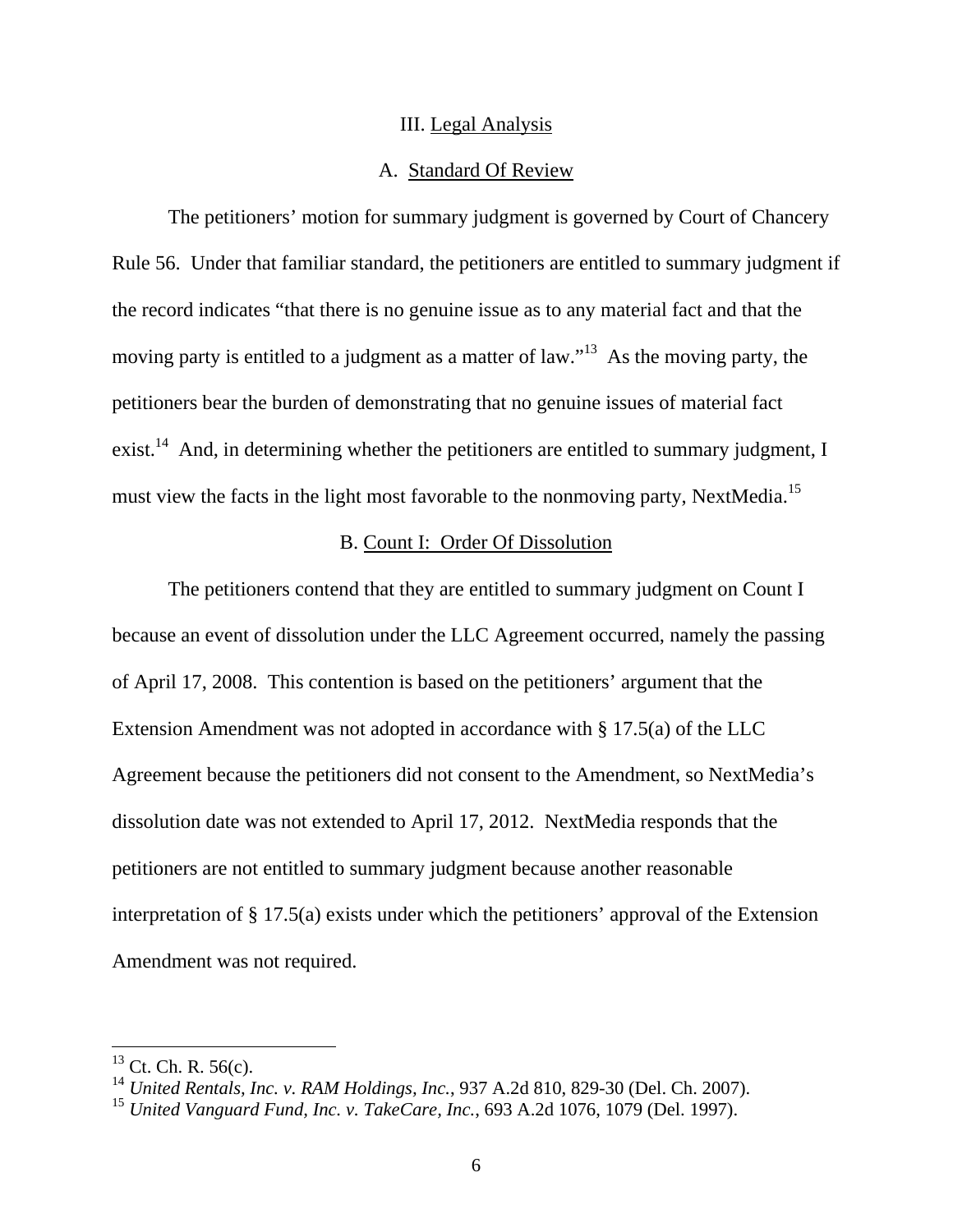## III. Legal Analysis

### A. Standard Of Review

The petitioners' motion for summary judgment is governed by Court of Chancery Rule 56. Under that familiar standard, the petitioners are entitled to summary judgment if the record indicates "that there is no genuine issue as to any material fact and that the moving party is entitled to a judgment as a matter of law."[13] As the moving party, the petitioners bear the burden of demonstrating that no genuine issues of material fact exist.[14] And, in determining whether the petitioners are entitled to summary judgment, I must view the facts in the light most favorable to the nonmoving party, NextMedia.[15]

### B. Count I: Order Of Dissolution

The petitioners contend that they are entitled to summary judgment on Count I because an event of dissolution under the LLC Agreement occurred, namely the passing of April 17, 2008. This contention is based on the petitioners' argument that the Extension Amendment was not adopted in accordance with § 17.5(a) of the LLC Agreement because the petitioners did not consent to the Amendment, so NextMedia's dissolution date was not extended to April 17, 2012. NextMedia responds that the petitioners are not entitled to summary judgment because another reasonable interpretation of § 17.5(a) exists under which the petitioners' approval of the Extension Amendment was not required.

---

[13] Ct. Ch. R. 56(c).

[14] *United Rentals, Inc. v. RAM Holdings, Inc.*, 937 A.2d 810, 829-30 (Del. Ch. 2007).

[15] *United Vanguard Fund, Inc. v. TakeCare, Inc.*, 693 A.2d 1076, 1079 (Del. 1997).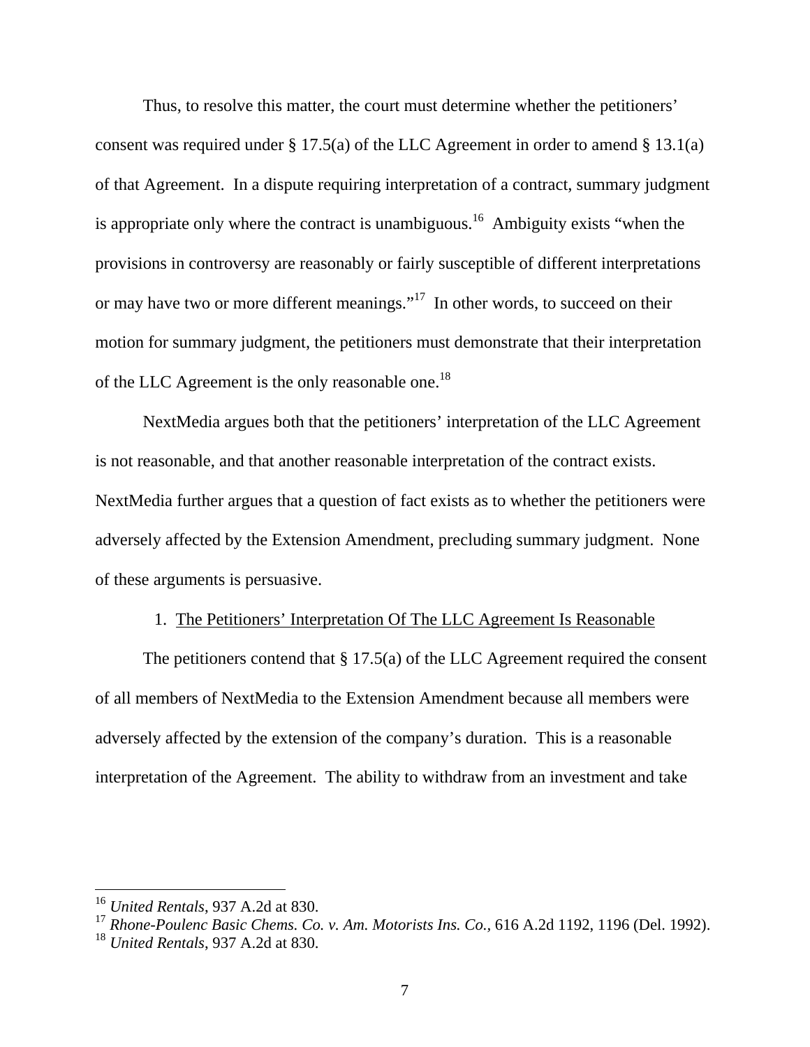Thus, to resolve this matter, the court must determine whether the petitioners' consent was required under § 17.5(a) of the LLC Agreement in order to amend § 13.1(a) of that Agreement. In a dispute requiring interpretation of a contract, summary judgment is appropriate only where the contract is unambiguous.[16] Ambiguity exists "when the provisions in controversy are reasonably or fairly susceptible of different interpretations or may have two or more different meanings."[17] In other words, to succeed on their motion for summary judgment, the petitioners must demonstrate that their interpretation of the LLC Agreement is the only reasonable one.[18]

NextMedia argues both that the petitioners' interpretation of the LLC Agreement is not reasonable, and that another reasonable interpretation of the contract exists. NextMedia further argues that a question of fact exists as to whether the petitioners were adversely affected by the Extension Amendment, precluding summary judgment. None of these arguments is persuasive.

1. <u>The Petitioners' Interpretation Of The LLC Agreement Is Reasonable</u>

The petitioners contend that § 17.5(a) of the LLC Agreement required the consent of all members of NextMedia to the Extension Amendment because all members were adversely affected by the extension of the company's duration. This is a reasonable interpretation of the Agreement. The ability to withdraw from an investment and take

---

[16] *United Rentals*, 937 A.2d at 830.

[17] *Rhone-Poulenc Basic Chems. Co. v. Am. Motorists Ins. Co.*, 616 A.2d 1192, 1196 (Del. 1992).

[18] *United Rentals*, 937 A.2d at 830.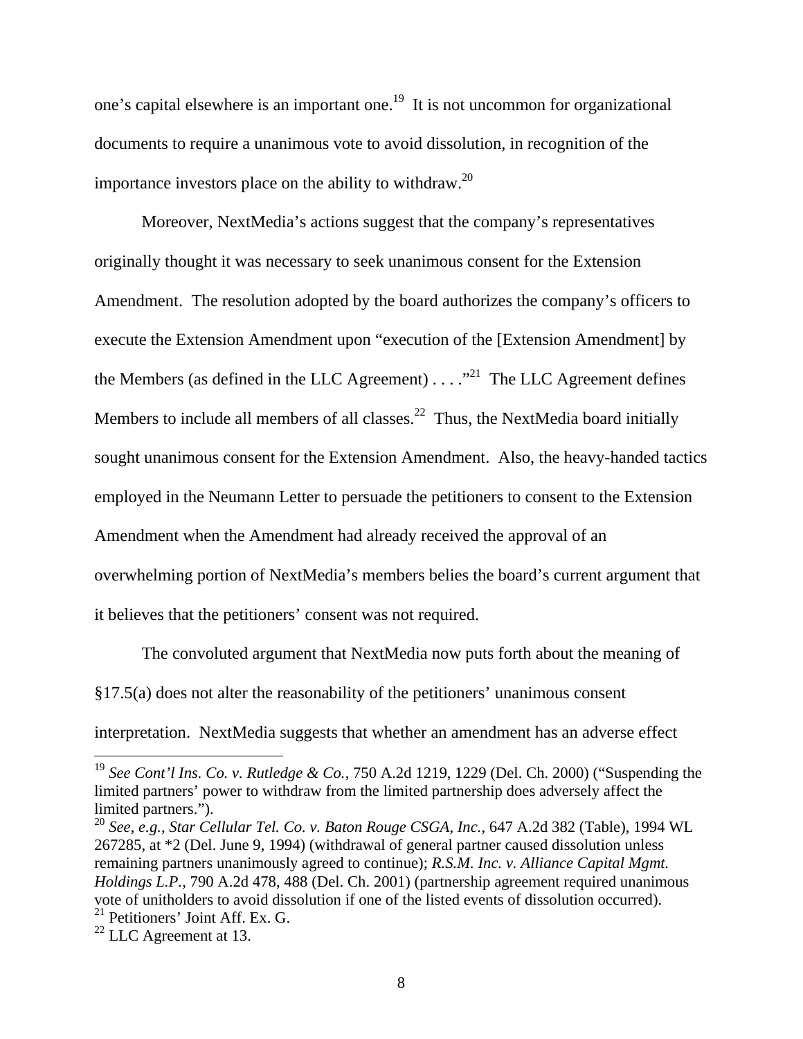one's capital elsewhere is an important one.[19] It is not uncommon for organizational documents to require a unanimous vote to avoid dissolution, in recognition of the importance investors place on the ability to withdraw.[20]

Moreover, NextMedia's actions suggest that the company's representatives originally thought it was necessary to seek unanimous consent for the Extension Amendment. The resolution adopted by the board authorizes the company's officers to execute the Extension Amendment upon "execution of the [Extension Amendment] by the Members (as defined in the LLC Agreement) . . . ."[21] The LLC Agreement defines Members to include all members of all classes.[22] Thus, the NextMedia board initially sought unanimous consent for the Extension Amendment. Also, the heavy-handed tactics employed in the Neumann Letter to persuade the petitioners to consent to the Extension Amendment when the Amendment had already received the approval of an overwhelming portion of NextMedia's members belies the board's current argument that it believes that the petitioners' consent was not required.

The convoluted argument that NextMedia now puts forth about the meaning of §17.5(a) does not alter the reasonability of the petitioners' unanimous consent interpretation. NextMedia suggests that whether an amendment has an adverse effect

---

[19] *See Cont'l Ins. Co. v. Rutledge & Co.*, 750 A.2d 1219, 1229 (Del. Ch. 2000) ("Suspending the limited partners' power to withdraw from the limited partnership does adversely affect the limited partners.").

[20] *See, e.g.*, *Star Cellular Tel. Co. v. Baton Rouge CSGA, Inc.*, 647 A.2d 382 (Table), 1994 WL 267285, at *2 (Del. June 9, 1994) (withdrawal of general partner caused dissolution unless remaining partners unanimously agreed to continue); *R.S.M. Inc. v. Alliance Capital Mgmt. Holdings L.P.*, 790 A.2d 478, 488 (Del. Ch. 2001) (partnership agreement required unanimous vote of unitholders to avoid dissolution if one of the listed events of dissolution occurred).

[21] Petitioners' Joint Aff. Ex. G.

[22] LLC Agreement at 13.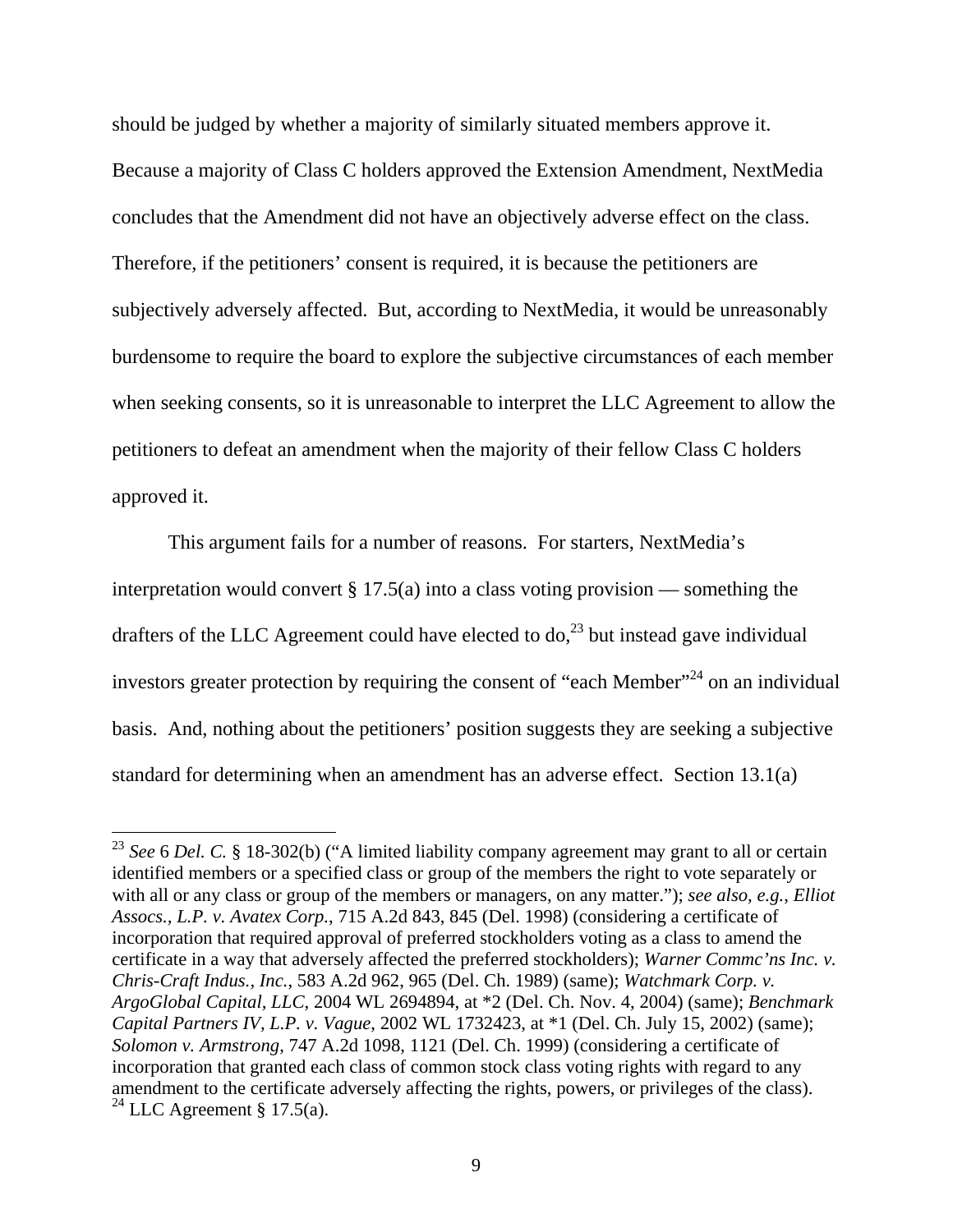should be judged by whether a majority of similarly situated members approve it. Because a majority of Class C holders approved the Extension Amendment, NextMedia concludes that the Amendment did not have an objectively adverse effect on the class. Therefore, if the petitioners' consent is required, it is because the petitioners are subjectively adversely affected. But, according to NextMedia, it would be unreasonably burdensome to require the board to explore the subjective circumstances of each member when seeking consents, so it is unreasonable to interpret the LLC Agreement to allow the petitioners to defeat an amendment when the majority of their fellow Class C holders approved it.

This argument fails for a number of reasons. For starters, NextMedia's interpretation would convert § 17.5(a) into a class voting provision — something the drafters of the LLC Agreement could have elected to do,[23] but instead gave individual investors greater protection by requiring the consent of "each Member"[24] on an individual basis. And, nothing about the petitioners' position suggests they are seeking a subjective standard for determining when an amendment has an adverse effect. Section 13.1(a)

---

[23] *See* 6 *Del. C.* § 18-302(b) ("A limited liability company agreement may grant to all or certain identified members or a specified class or group of the members the right to vote separately or with all or any class or group of the members or managers, on any matter."); *see also, e.g.*, *Elliot Assocs., L.P. v. Avatex Corp.*, 715 A.2d 843, 845 (Del. 1998) (considering a certificate of incorporation that required approval of preferred stockholders voting as a class to amend the certificate in a way that adversely affected the preferred stockholders); *Warner Commc'ns Inc. v. Chris-Craft Indus., Inc.*, 583 A.2d 962, 965 (Del. Ch. 1989) (same); *Watchmark Corp. v. ArgoGlobal Capital, LLC*, 2004 WL 2694894, at *2 (Del. Ch. Nov. 4, 2004) (same); *Benchmark Capital Partners IV, L.P. v. Vague*, 2002 WL 1732423, at *1 (Del. Ch. July 15, 2002) (same); *Solomon v. Armstrong*, 747 A.2d 1098, 1121 (Del. Ch. 1999) (considering a certificate of incorporation that granted each class of common stock class voting rights with regard to any amendment to the certificate adversely affecting the rights, powers, or privileges of the class).

[24] LLC Agreement § 17.5(a).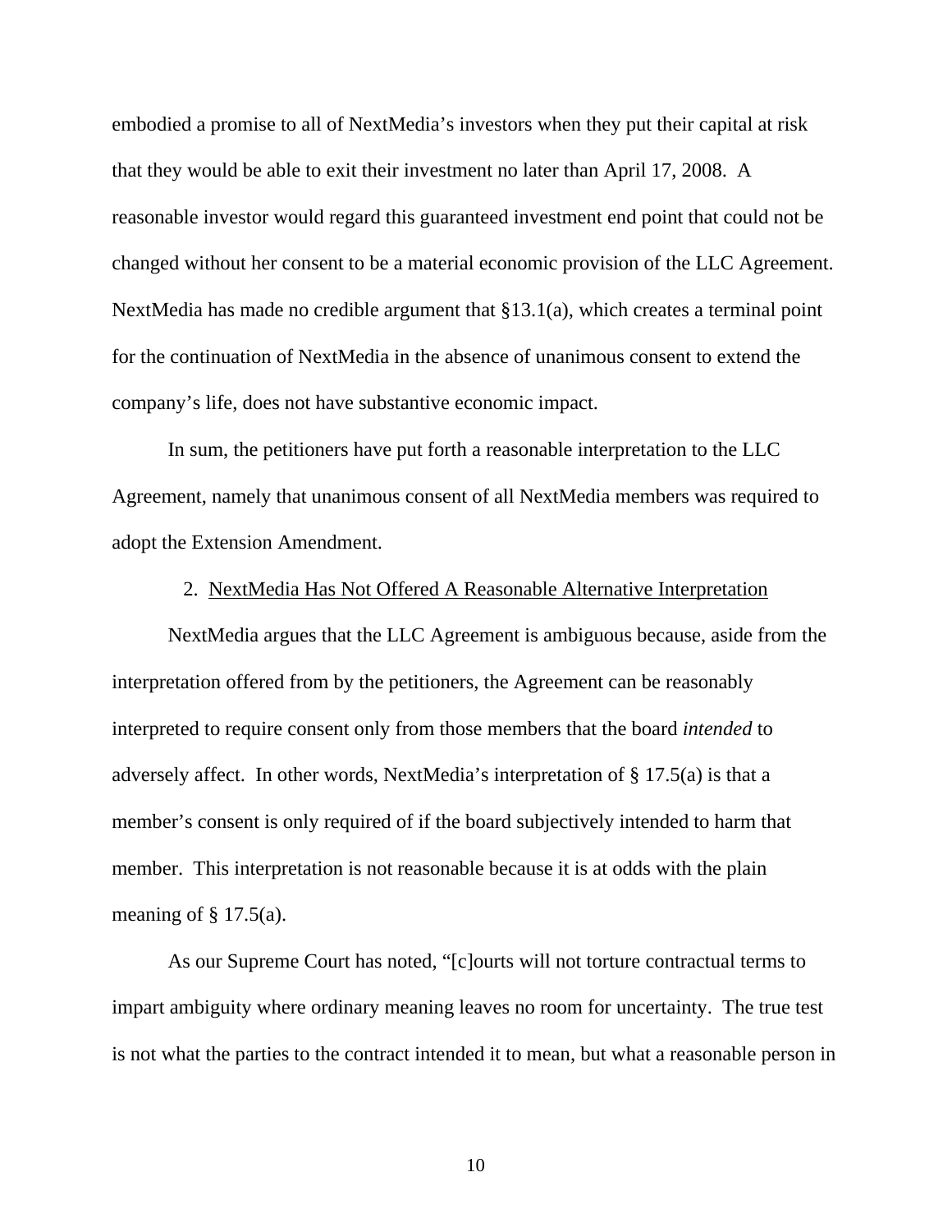embodied a promise to all of NextMedia's investors when they put their capital at risk that they would be able to exit their investment no later than April 17, 2008. A reasonable investor would regard this guaranteed investment end point that could not be changed without her consent to be a material economic provision of the LLC Agreement. NextMedia has made no credible argument that §13.1(a), which creates a terminal point for the continuation of NextMedia in the absence of unanimous consent to extend the company's life, does not have substantive economic impact.

In sum, the petitioners have put forth a reasonable interpretation to the LLC Agreement, namely that unanimous consent of all NextMedia members was required to adopt the Extension Amendment.

2. NextMedia Has Not Offered A Reasonable Alternative Interpretation

NextMedia argues that the LLC Agreement is ambiguous because, aside from the interpretation offered from by the petitioners, the Agreement can be reasonably interpreted to require consent only from those members that the board *intended* to adversely affect. In other words, NextMedia's interpretation of § 17.5(a) is that a member's consent is only required of if the board subjectively intended to harm that member. This interpretation is not reasonable because it is at odds with the plain meaning of § 17.5(a).

As our Supreme Court has noted, "[c]ourts will not torture contractual terms to impart ambiguity where ordinary meaning leaves no room for uncertainty. The true test is not what the parties to the contract intended it to mean, but what a reasonable person in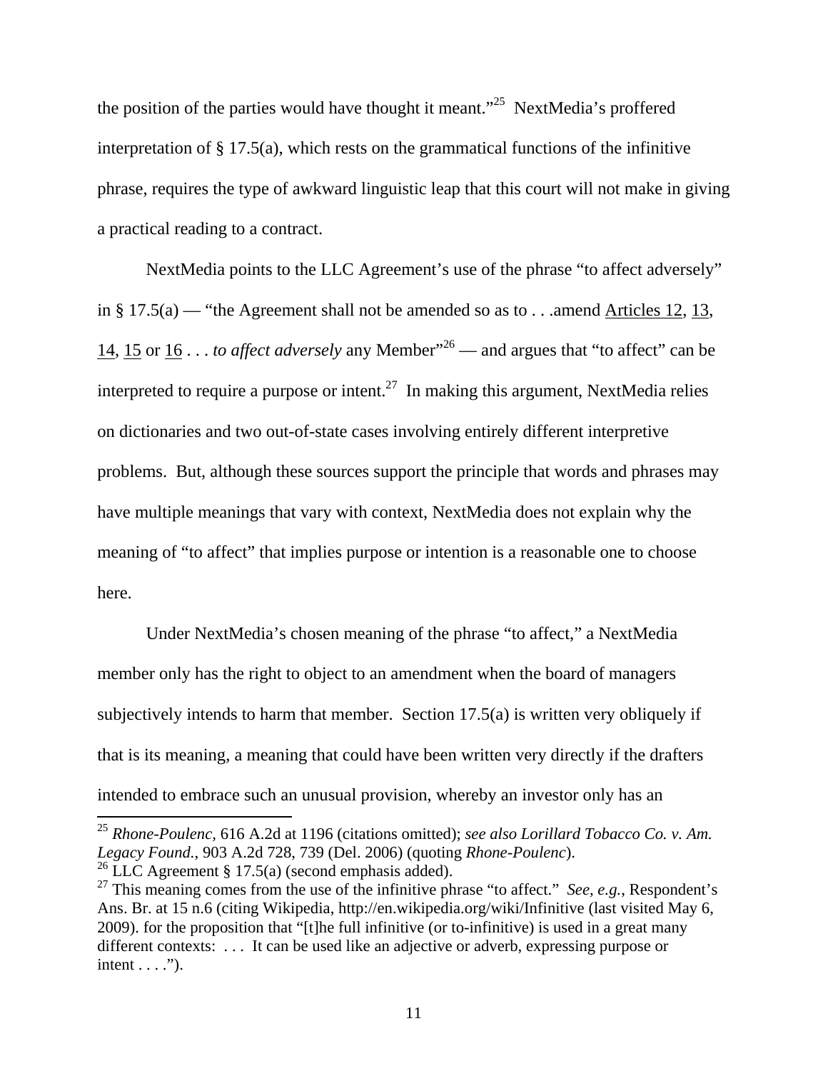the position of the parties would have thought it meant."[25] NextMedia's proffered interpretation of § 17.5(a), which rests on the grammatical functions of the infinitive phrase, requires the type of awkward linguistic leap that this court will not make in giving a practical reading to a contract.

NextMedia points to the LLC Agreement's use of the phrase "to affect adversely" in § 17.5(a) — "the Agreement shall not be amended so as to . . .amend Articles 12, 13, 14, 15 or 16 . . . *to affect adversely* any Member"[26] — and argues that "to affect" can be interpreted to require a purpose or intent.[27] In making this argument, NextMedia relies on dictionaries and two out-of-state cases involving entirely different interpretive problems. But, although these sources support the principle that words and phrases may have multiple meanings that vary with context, NextMedia does not explain why the meaning of "to affect" that implies purpose or intention is a reasonable one to choose here.

Under NextMedia's chosen meaning of the phrase "to affect," a NextMedia member only has the right to object to an amendment when the board of managers subjectively intends to harm that member. Section 17.5(a) is written very obliquely if that is its meaning, a meaning that could have been written very directly if the drafters intended to embrace such an unusual provision, whereby an investor only has an

---

[25] *Rhone-Poulenc*, 616 A.2d at 1196 (citations omitted); *see also Lorillard Tobacco Co. v. Am. Legacy Found.*, 903 A.2d 728, 739 (Del. 2006) (quoting *Rhone-Poulenc*).

[26] LLC Agreement § 17.5(a) (second emphasis added).

[27] This meaning comes from the use of the infinitive phrase "to affect." *See, e.g.*, Respondent's Ans. Br. at 15 n.6 (citing Wikipedia, http://en.wikipedia.org/wiki/Infinitive (last visited May 6, 2009). for the proposition that "[t]he full infinitive (or to-infinitive) is used in a great many different contexts: . . . It can be used like an adjective or adverb, expressing purpose or intent . . . .").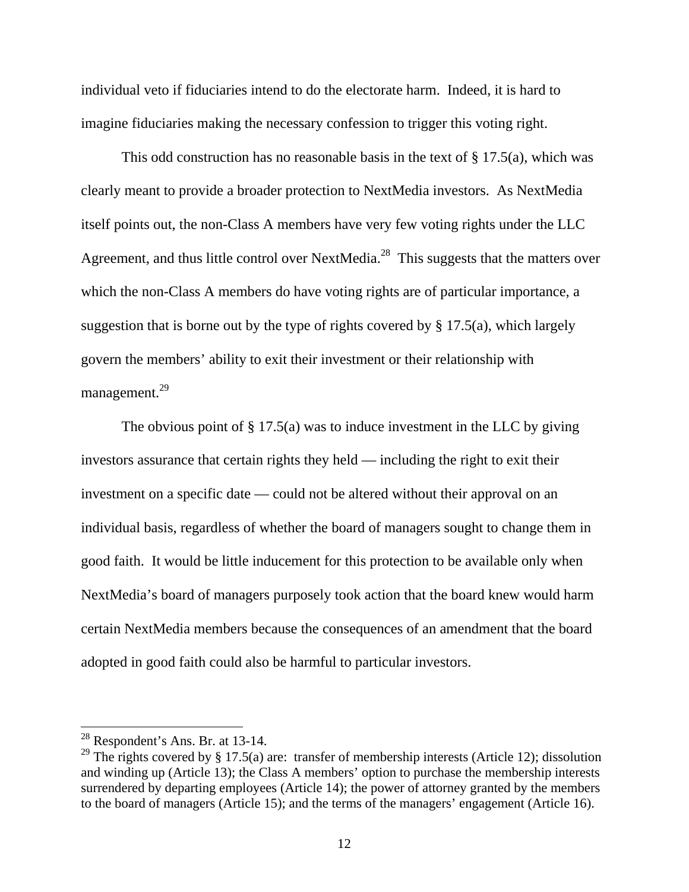individual veto if fiduciaries intend to do the electorate harm. Indeed, it is hard to imagine fiduciaries making the necessary confession to trigger this voting right.

This odd construction has no reasonable basis in the text of § 17.5(a), which was clearly meant to provide a broader protection to NextMedia investors. As NextMedia itself points out, the non-Class A members have very few voting rights under the LLC Agreement, and thus little control over NextMedia.[28] This suggests that the matters over which the non-Class A members do have voting rights are of particular importance, a suggestion that is borne out by the type of rights covered by § 17.5(a), which largely govern the members' ability to exit their investment or their relationship with management.[29]

The obvious point of § 17.5(a) was to induce investment in the LLC by giving investors assurance that certain rights they held — including the right to exit their investment on a specific date — could not be altered without their approval on an individual basis, regardless of whether the board of managers sought to change them in good faith. It would be little inducement for this protection to be available only when NextMedia's board of managers purposely took action that the board knew would harm certain NextMedia members because the consequences of an amendment that the board adopted in good faith could also be harmful to particular investors.

---

[28] Respondent's Ans. Br. at 13-14.

[29] The rights covered by § 17.5(a) are: transfer of membership interests (Article 12); dissolution and winding up (Article 13); the Class A members' option to purchase the membership interests surrendered by departing employees (Article 14); the power of attorney granted by the members to the board of managers (Article 15); and the terms of the managers' engagement (Article 16).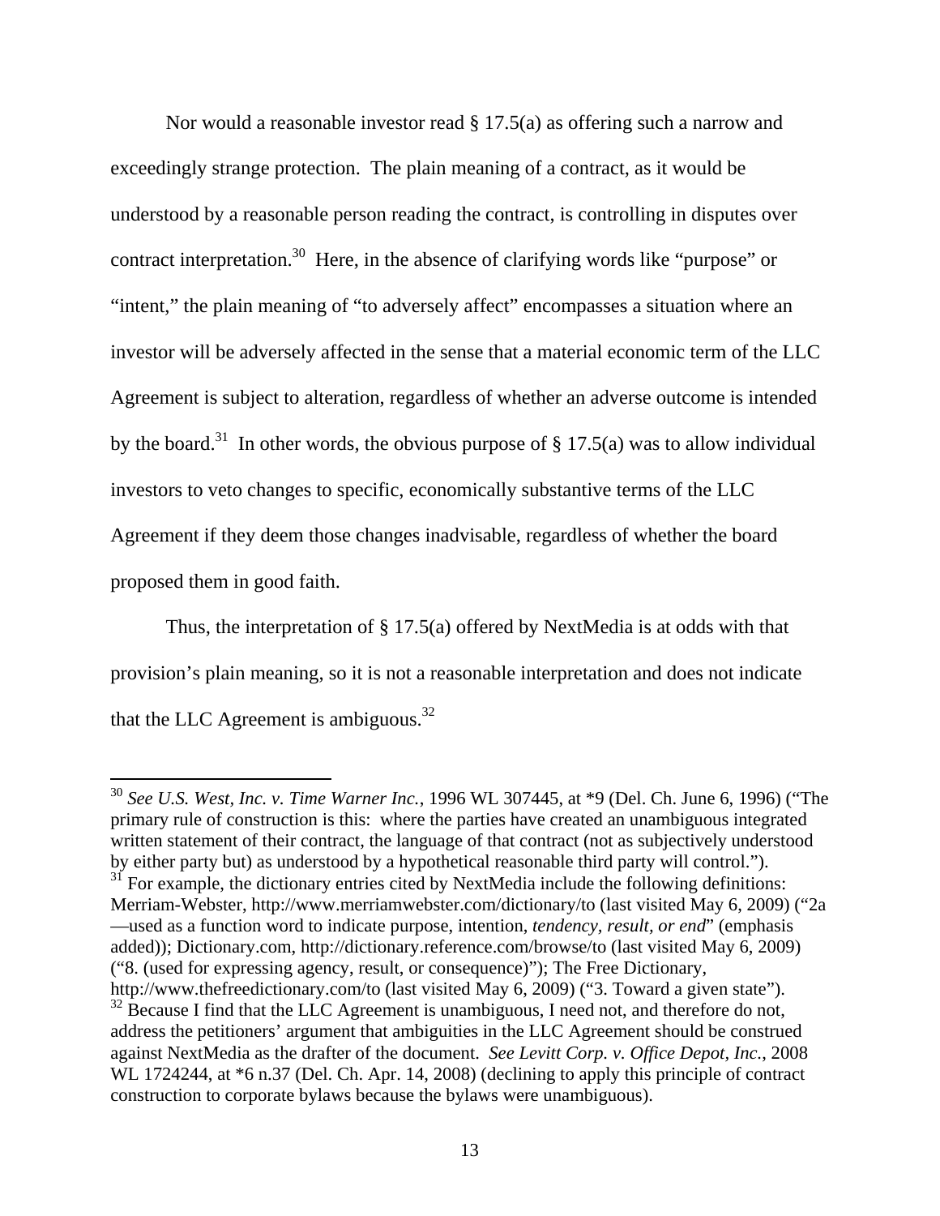Nor would a reasonable investor read § 17.5(a) as offering such a narrow and exceedingly strange protection. The plain meaning of a contract, as it would be understood by a reasonable person reading the contract, is controlling in disputes over contract interpretation.[30] Here, in the absence of clarifying words like "purpose" or "intent," the plain meaning of "to adversely affect" encompasses a situation where an investor will be adversely affected in the sense that a material economic term of the LLC Agreement is subject to alteration, regardless of whether an adverse outcome is intended by the board.[31] In other words, the obvious purpose of § 17.5(a) was to allow individual investors to veto changes to specific, economically substantive terms of the LLC Agreement if they deem those changes inadvisable, regardless of whether the board proposed them in good faith.

Thus, the interpretation of § 17.5(a) offered by NextMedia is at odds with that provision's plain meaning, so it is not a reasonable interpretation and does not indicate that the LLC Agreement is ambiguous.[32]

---

[30] *See U.S. West, Inc. v. Time Warner Inc.*, 1996 WL 307445, at *9 (Del. Ch. June 6, 1996) ("The primary rule of construction is this: where the parties have created an unambiguous integrated written statement of their contract, the language of that contract (not as subjectively understood by either party but) as understood by a hypothetical reasonable third party will control.").

[31] For example, the dictionary entries cited by NextMedia include the following definitions: Merriam-Webster, http://www.merriamwebster.com/dictionary/to (last visited May 6, 2009) ("2a —used as a function word to indicate purpose, intention, *tendency, result, or end*" (emphasis added)); Dictionary.com, http://dictionary.reference.com/browse/to (last visited May 6, 2009) ("8. (used for expressing agency, result, or consequence)"); The Free Dictionary, http://www.thefreedictionary.com/to (last visited May 6, 2009) ("3. Toward a given state").

[32] Because I find that the LLC Agreement is unambiguous, I need not, and therefore do not, address the petitioners' argument that ambiguities in the LLC Agreement should be construed against NextMedia as the drafter of the document. *See Levitt Corp. v. Office Depot, Inc.*, 2008 WL 1724244, at *6 n.37 (Del. Ch. Apr. 14, 2008) (declining to apply this principle of contract construction to corporate bylaws because the bylaws were unambiguous).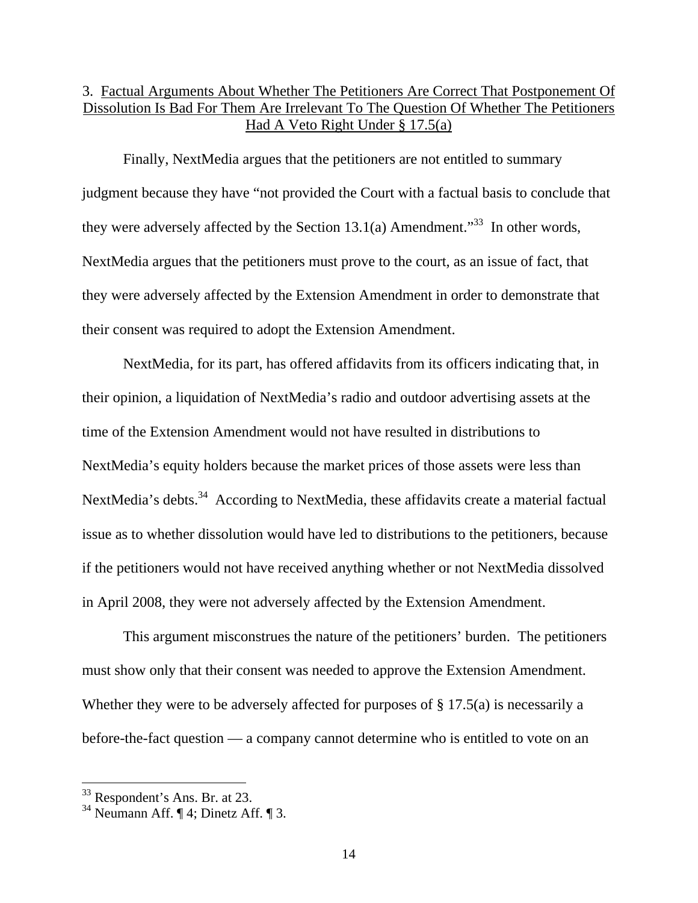3. Factual Arguments About Whether The Petitioners Are Correct That Postponement Of Dissolution Is Bad For Them Are Irrelevant To The Question Of Whether The Petitioners Had A Veto Right Under § 17.5(a)

Finally, NextMedia argues that the petitioners are not entitled to summary judgment because they have "not provided the Court with a factual basis to conclude that they were adversely affected by the Section 13.1(a) Amendment."[33] In other words, NextMedia argues that the petitioners must prove to the court, as an issue of fact, that they were adversely affected by the Extension Amendment in order to demonstrate that their consent was required to adopt the Extension Amendment.

NextMedia, for its part, has offered affidavits from its officers indicating that, in their opinion, a liquidation of NextMedia's radio and outdoor advertising assets at the time of the Extension Amendment would not have resulted in distributions to NextMedia's equity holders because the market prices of those assets were less than NextMedia's debts.[34] According to NextMedia, these affidavits create a material factual issue as to whether dissolution would have led to distributions to the petitioners, because if the petitioners would not have received anything whether or not NextMedia dissolved in April 2008, they were not adversely affected by the Extension Amendment.

This argument misconstrues the nature of the petitioners' burden. The petitioners must show only that their consent was needed to approve the Extension Amendment. Whether they were to be adversely affected for purposes of § 17.5(a) is necessarily a before-the-fact question — a company cannot determine who is entitled to vote on an

---

[33] Respondent's Ans. Br. at 23.

[34] Neumann Aff. ¶ 4; Dinetz Aff. ¶ 3.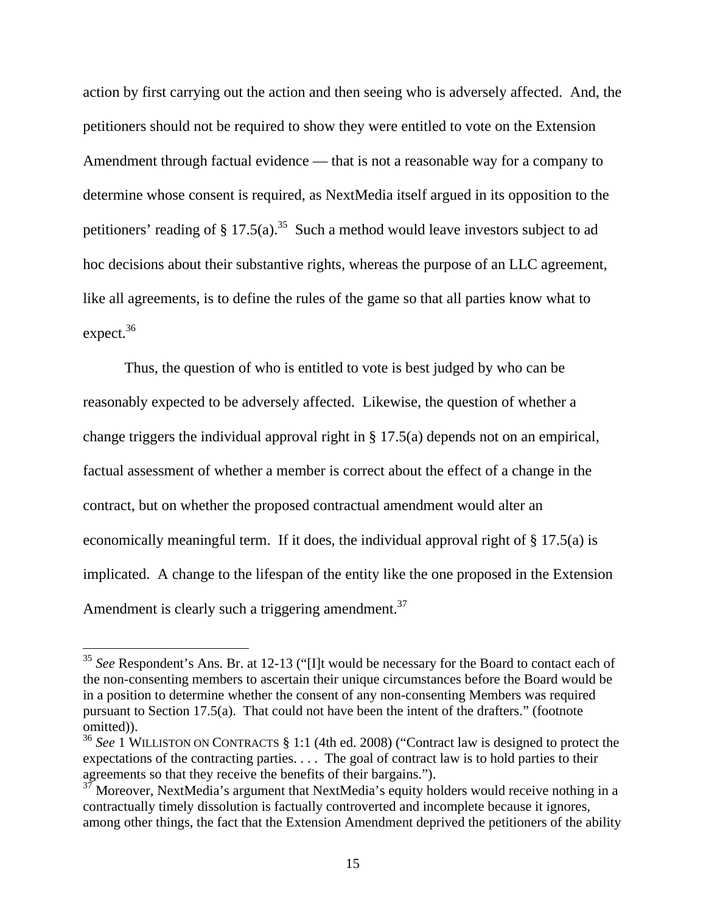action by first carrying out the action and then seeing who is adversely affected. And, the petitioners should not be required to show they were entitled to vote on the Extension Amendment through factual evidence — that is not a reasonable way for a company to determine whose consent is required, as NextMedia itself argued in its opposition to the petitioners' reading of § 17.5(a).[35] Such a method would leave investors subject to ad hoc decisions about their substantive rights, whereas the purpose of an LLC agreement, like all agreements, is to define the rules of the game so that all parties know what to expect.[36]

Thus, the question of who is entitled to vote is best judged by who can be reasonably expected to be adversely affected. Likewise, the question of whether a change triggers the individual approval right in § 17.5(a) depends not on an empirical, factual assessment of whether a member is correct about the effect of a change in the contract, but on whether the proposed contractual amendment would alter an economically meaningful term. If it does, the individual approval right of § 17.5(a) is implicated. A change to the lifespan of the entity like the one proposed in the Extension Amendment is clearly such a triggering amendment.[37]

---

[35] *See* Respondent's Ans. Br. at 12-13 ("[I]t would be necessary for the Board to contact each of the non-consenting members to ascertain their unique circumstances before the Board would be in a position to determine whether the consent of any non-consenting Members was required pursuant to Section 17.5(a). That could not have been the intent of the drafters." (footnote omitted)).

[36] *See* 1 WILLISTON ON CONTRACTS § 1:1 (4th ed. 2008) ("Contract law is designed to protect the expectations of the contracting parties. . . . The goal of contract law is to hold parties to their agreements so that they receive the benefits of their bargains.").

[37] Moreover, NextMedia's argument that NextMedia's equity holders would receive nothing in a contractually timely dissolution is factually controverted and incomplete because it ignores, among other things, the fact that the Extension Amendment deprived the petitioners of the ability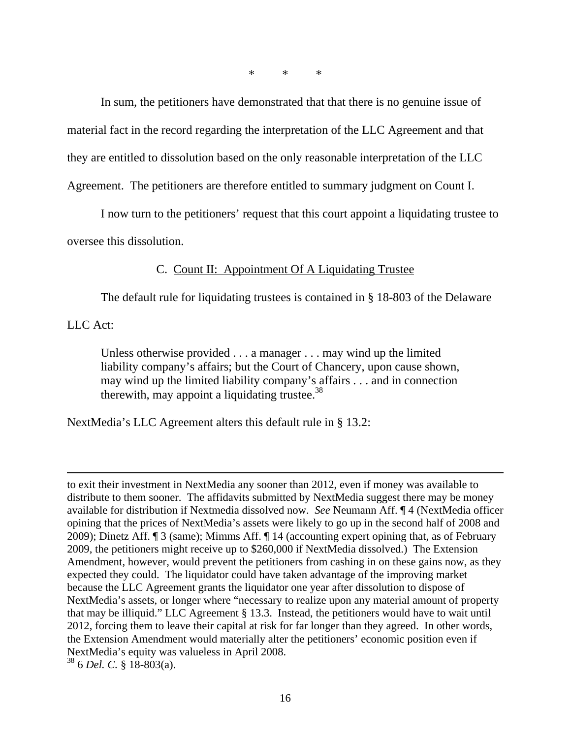\* \* \*

In sum, the petitioners have demonstrated that that there is no genuine issue of material fact in the record regarding the interpretation of the LLC Agreement and that they are entitled to dissolution based on the only reasonable interpretation of the LLC Agreement. The petitioners are therefore entitled to summary judgment on Count I.

I now turn to the petitioners' request that this court appoint a liquidating trustee to oversee this dissolution.

C. <u>Count II: Appointment Of A Liquidating Trustee</u>

The default rule for liquidating trustees is contained in § 18-803 of the Delaware LLC Act:

> Unless otherwise provided . . . a manager . . . may wind up the limited liability company's affairs; but the Court of Chancery, upon cause shown, may wind up the limited liability company's affairs . . . and in connection therewith, may appoint a liquidating trustee.[38]

NextMedia's LLC Agreement alters this default rule in § 13.2:

---

to exit their investment in NextMedia any sooner than 2012, even if money was available to distribute to them sooner. The affidavits submitted by NextMedia suggest there may be money available for distribution if Nextmedia dissolved now. *See* Neumann Aff. ¶ 4 (NextMedia officer opining that the prices of NextMedia's assets were likely to go up in the second half of 2008 and 2009); Dinetz Aff. ¶ 3 (same); Mimms Aff. ¶ 14 (accounting expert opining that, as of February 2009, the petitioners might receive up to $260,000 if NextMedia dissolved.) The Extension Amendment, however, would prevent the petitioners from cashing in on these gains now, as they expected they could. The liquidator could have taken advantage of the improving market because the LLC Agreement grants the liquidator one year after dissolution to dispose of NextMedia's assets, or longer where "necessary to realize upon any material amount of property that may be illiquid." LLC Agreement § 13.3. Instead, the petitioners would have to wait until 2012, forcing them to leave their capital at risk for far longer than they agreed. In other words, the Extension Amendment would materially alter the petitioners' economic position even if NextMedia's equity was valueless in April 2008.

[38] 6 *Del. C.* § 18-803(a).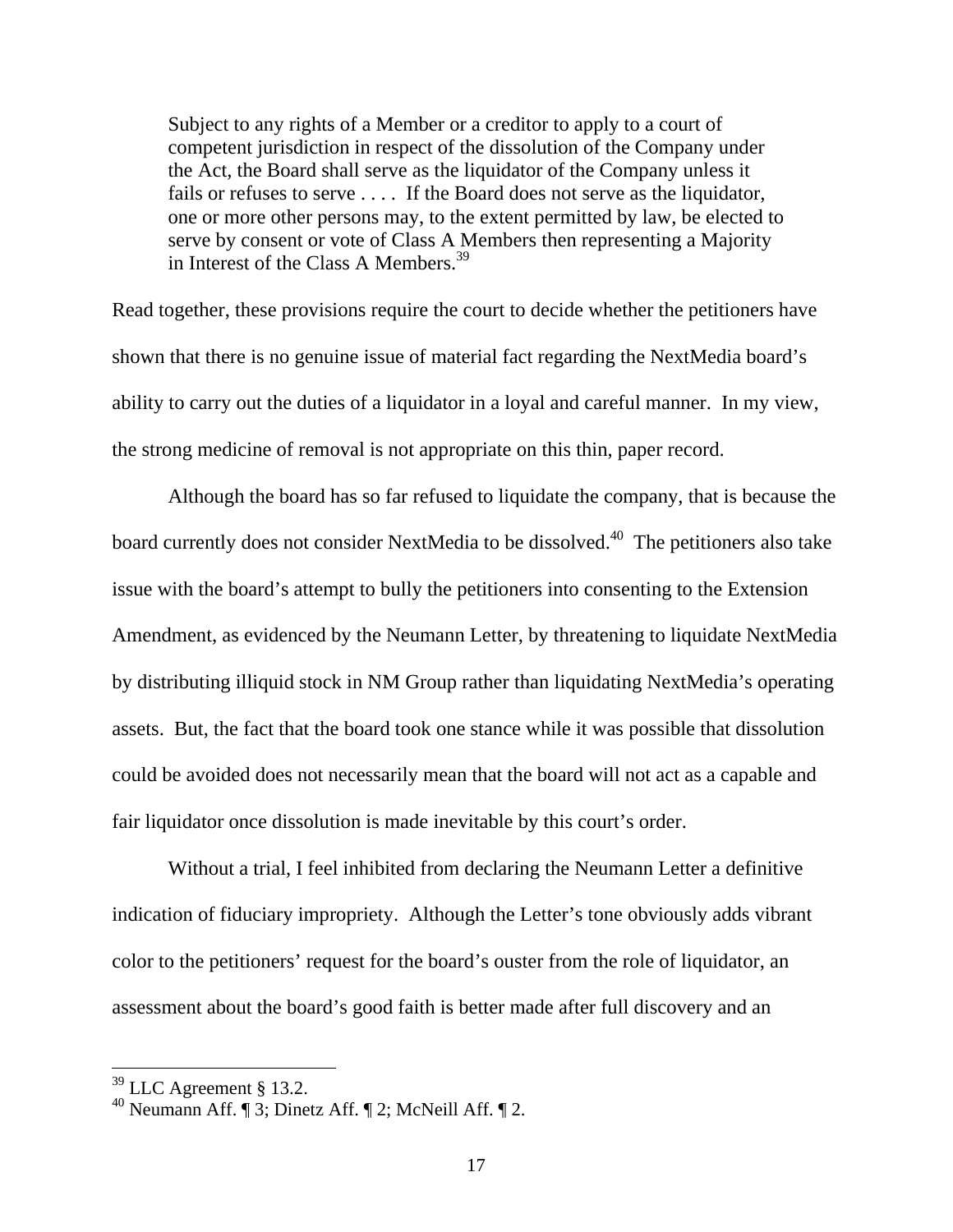> Subject to any rights of a Member or a creditor to apply to a court of competent jurisdiction in respect of the dissolution of the Company under the Act, the Board shall serve as the liquidator of the Company unless it fails or refuses to serve . . . . If the Board does not serve as the liquidator, one or more other persons may, to the extent permitted by law, be elected to serve by consent or vote of Class A Members then representing a Majority in Interest of the Class A Members.[39]

Read together, these provisions require the court to decide whether the petitioners have shown that there is no genuine issue of material fact regarding the NextMedia board's ability to carry out the duties of a liquidator in a loyal and careful manner. In my view, the strong medicine of removal is not appropriate on this thin, paper record.

Although the board has so far refused to liquidate the company, that is because the board currently does not consider NextMedia to be dissolved.[40] The petitioners also take issue with the board's attempt to bully the petitioners into consenting to the Extension Amendment, as evidenced by the Neumann Letter, by threatening to liquidate NextMedia by distributing illiquid stock in NM Group rather than liquidating NextMedia's operating assets. But, the fact that the board took one stance while it was possible that dissolution could be avoided does not necessarily mean that the board will not act as a capable and fair liquidator once dissolution is made inevitable by this court's order.

Without a trial, I feel inhibited from declaring the Neumann Letter a definitive indication of fiduciary impropriety. Although the Letter's tone obviously adds vibrant color to the petitioners' request for the board's ouster from the role of liquidator, an assessment about the board's good faith is better made after full discovery and an

---

[39] LLC Agreement § 13.2.

[40] Neumann Aff. ¶ 3; Dinetz Aff. ¶ 2; McNeill Aff. ¶ 2.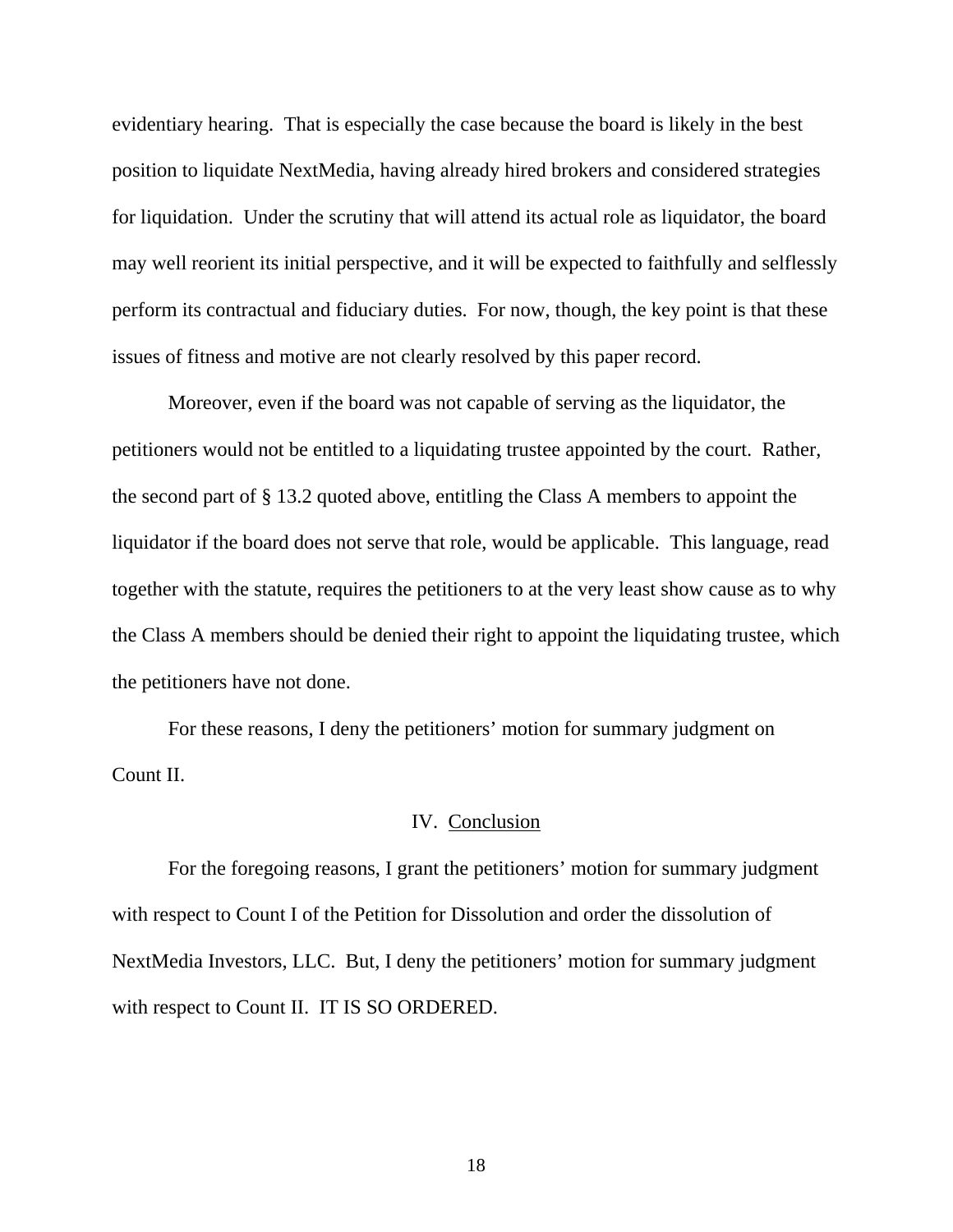evidentiary hearing. That is especially the case because the board is likely in the best position to liquidate NextMedia, having already hired brokers and considered strategies for liquidation. Under the scrutiny that will attend its actual role as liquidator, the board may well reorient its initial perspective, and it will be expected to faithfully and selflessly perform its contractual and fiduciary duties. For now, though, the key point is that these issues of fitness and motive are not clearly resolved by this paper record.

Moreover, even if the board was not capable of serving as the liquidator, the petitioners would not be entitled to a liquidating trustee appointed by the court. Rather, the second part of § 13.2 quoted above, entitling the Class A members to appoint the liquidator if the board does not serve that role, would be applicable. This language, read together with the statute, requires the petitioners to at the very least show cause as to why the Class A members should be denied their right to appoint the liquidating trustee, which the petitioners have not done.

For these reasons, I deny the petitioners' motion for summary judgment on Count II.

## IV. Conclusion

For the foregoing reasons, I grant the petitioners' motion for summary judgment with respect to Count I of the Petition for Dissolution and order the dissolution of NextMedia Investors, LLC. But, I deny the petitioners' motion for summary judgment with respect to Count II. IT IS SO ORDERED.